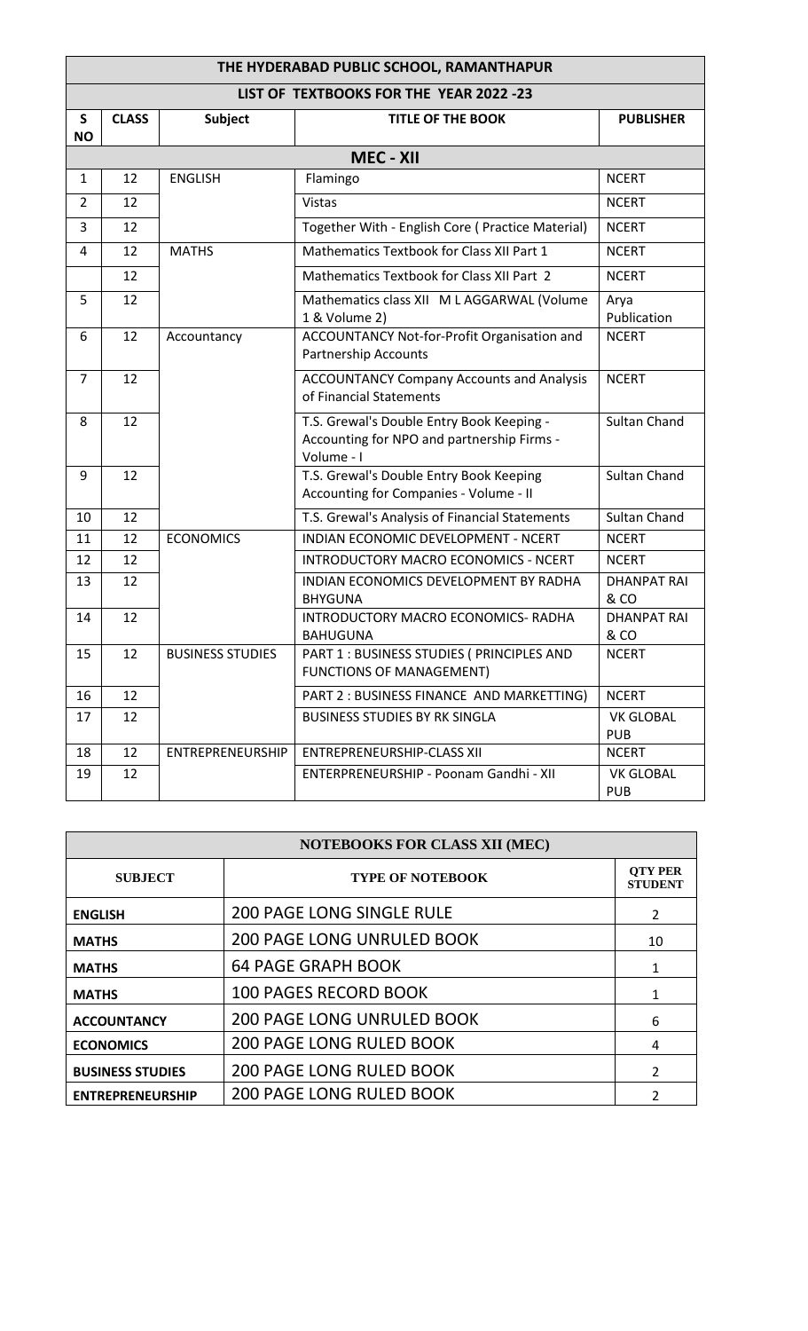# THE HYDERABAD PUBLIC SCHOOL, RAMANTHAPUR

## LIST OF TEXTBOOKS FOR THE YEAR 2022 -23

| S NO | CLASS | Subject | TITLE OF THE BOOK | PUBLISHER |
|---|---|---|---|---|
| | | | **MEC - XII** | |
| 1 | 12 | ENGLISH | Flamingo | NCERT |
| 2 | 12 | | Vistas | NCERT |
| 3 | 12 | | Together With - English Core ( Practice Material) | NCERT |
| 4 | 12 | MATHS | Mathematics Textbook for Class XII Part 1 | NCERT |
| | 12 | | Mathematics Textbook for Class XII Part 2 | NCERT |
| 5 | 12 | | Mathematics class XII M L AGGARWAL (Volume 1 & Volume 2) | Arya Publication |
| 6 | 12 | Accountancy | ACCOUNTANCY Not-for-Profit Organisation and Partnership Accounts | NCERT |
| 7 | 12 | | ACCOUNTANCY Company Accounts and Analysis of Financial Statements | NCERT |
| 8 | 12 | | T.S. Grewal's Double Entry Book Keeping - Accounting for NPO and partnership Firms - Volume - I | Sultan Chand |
| 9 | 12 | | T.S. Grewal's Double Entry Book Keeping Accounting for Companies - Volume - II | Sultan Chand |
| 10 | 12 | | T.S. Grewal's Analysis of Financial Statements | Sultan Chand |
| 11 | 12 | ECONOMICS | INDIAN ECONOMIC DEVELOPMENT - NCERT | NCERT |
| 12 | 12 | | INTRODUCTORY MACRO ECONOMICS - NCERT | NCERT |
| 13 | 12 | | INDIAN ECONOMICS DEVELOPMENT BY RADHA BHYGUNA | DHANPAT RAI & CO |
| 14 | 12 | | INTRODUCTORY MACRO ECONOMICS- RADHA BAHUGUNA | DHANPAT RAI & CO |
| 15 | 12 | BUSINESS STUDIES | PART 1 : BUSINESS STUDIES ( PRINCIPLES AND FUNCTIONS OF MANAGEMENT) | NCERT |
| 16 | 12 | | PART 2 : BUSINESS FINANCE AND MARKETTING) | NCERT |
| 17 | 12 | | BUSINESS STUDIES BY RK SINGLA | VK GLOBAL PUB |
| 18 | 12 | ENTREPRENEURSHIP | ENTREPRENEURSHIP-CLASS XII | NCERT |
| 19 | 12 | | ENTERPRENEURSHIP - Poonam Gandhi - XII | VK GLOBAL PUB |

## NOTEBOOKS FOR CLASS XII (MEC)

| SUBJECT | TYPE OF NOTEBOOK | QTY PER STUDENT |
|---|---|---|
| **ENGLISH** | 200 PAGE LONG SINGLE RULE | 2 |
| **MATHS** | 200 PAGE LONG UNRULED BOOK | 10 |
| **MATHS** | 64 PAGE GRAPH BOOK | 1 |
| **MATHS** | 100 PAGES RECORD BOOK | 1 |
| **ACCOUNTANCY** | 200 PAGE LONG UNRULED BOOK | 6 |
| **ECONOMICS** | 200 PAGE LONG RULED BOOK | 4 |
| **BUSINESS STUDIES** | 200 PAGE LONG RULED BOOK | 2 |
| **ENTREPRENEURSHIP** | 200 PAGE LONG RULED BOOK | 2 |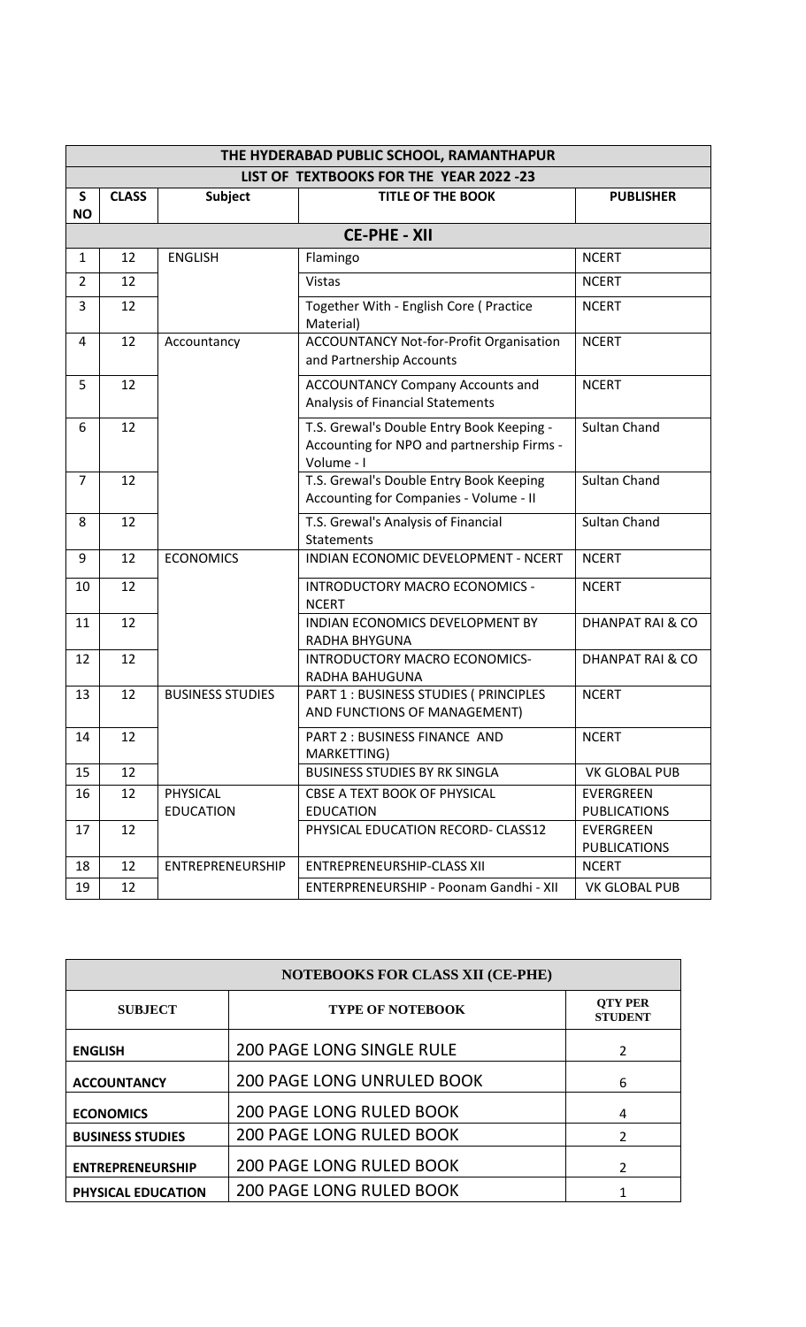| THE HYDERABAD PUBLIC SCHOOL, RAMANTHAPUR | | | | |
|---|---|---|---|---|
| LIST OF TEXTBOOKS FOR THE YEAR 2022 -23 | | | | |
| S NO | CLASS | Subject | TITLE OF THE BOOK | PUBLISHER |
| CE-PHE - XII | | | | |
| 1 | 12 | ENGLISH | Flamingo | NCERT |
| 2 | 12 | | Vistas | NCERT |
| 3 | 12 | | Together With - English Core ( Practice Material) | NCERT |
| 4 | 12 | Accountancy | ACCOUNTANCY Not-for-Profit Organisation and Partnership Accounts | NCERT |
| 5 | 12 | | ACCOUNTANCY Company Accounts and Analysis of Financial Statements | NCERT |
| 6 | 12 | | T.S. Grewal's Double Entry Book Keeping - Accounting for NPO and partnership Firms - Volume - I | Sultan Chand |
| 7 | 12 | | T.S. Grewal's Double Entry Book Keeping Accounting for Companies - Volume - II | Sultan Chand |
| 8 | 12 | | T.S. Grewal's Analysis of Financial Statements | Sultan Chand |
| 9 | 12 | ECONOMICS | INDIAN ECONOMIC DEVELOPMENT - NCERT | NCERT |
| 10 | 12 | | INTRODUCTORY MACRO ECONOMICS - NCERT | NCERT |
| 11 | 12 | | INDIAN ECONOMICS DEVELOPMENT BY RADHA BHYGUNA | DHANPAT RAI & CO |
| 12 | 12 | | INTRODUCTORY MACRO ECONOMICS- RADHA BAHUGUNA | DHANPAT RAI & CO |
| 13 | 12 | BUSINESS STUDIES | PART 1 : BUSINESS STUDIES ( PRINCIPLES AND FUNCTIONS OF MANAGEMENT) | NCERT |
| 14 | 12 | | PART 2 : BUSINESS FINANCE AND MARKETTING) | NCERT |
| 15 | 12 | | BUSINESS STUDIES BY RK SINGLA | VK GLOBAL PUB |
| 16 | 12 | PHYSICAL EDUCATION | CBSE A TEXT BOOK OF PHYSICAL EDUCATION | EVERGREEN PUBLICATIONS |
| 17 | 12 | | PHYSICAL EDUCATION RECORD- CLASS12 | EVERGREEN PUBLICATIONS |
| 18 | 12 | ENTREPRENEURSHIP | ENTREPRENEURSHIP-CLASS XII | NCERT |
| 19 | 12 | | ENTERPRENEURSHIP - Poonam Gandhi - XII | VK GLOBAL PUB |

| NOTEBOOKS FOR CLASS XII (CE-PHE) | | |
|---|---|---|
| SUBJECT | TYPE OF NOTEBOOK | QTY PER STUDENT |
| ENGLISH | 200 PAGE LONG SINGLE RULE | 2 |
| ACCOUNTANCY | 200 PAGE LONG UNRULED BOOK | 6 |
| ECONOMICS | 200 PAGE LONG RULED BOOK | 4 |
| BUSINESS STUDIES | 200 PAGE LONG RULED BOOK | 2 |
| ENTREPRENEURSHIP | 200 PAGE LONG RULED BOOK | 2 |
| PHYSICAL EDUCATION | 200 PAGE LONG RULED BOOK | 1 |